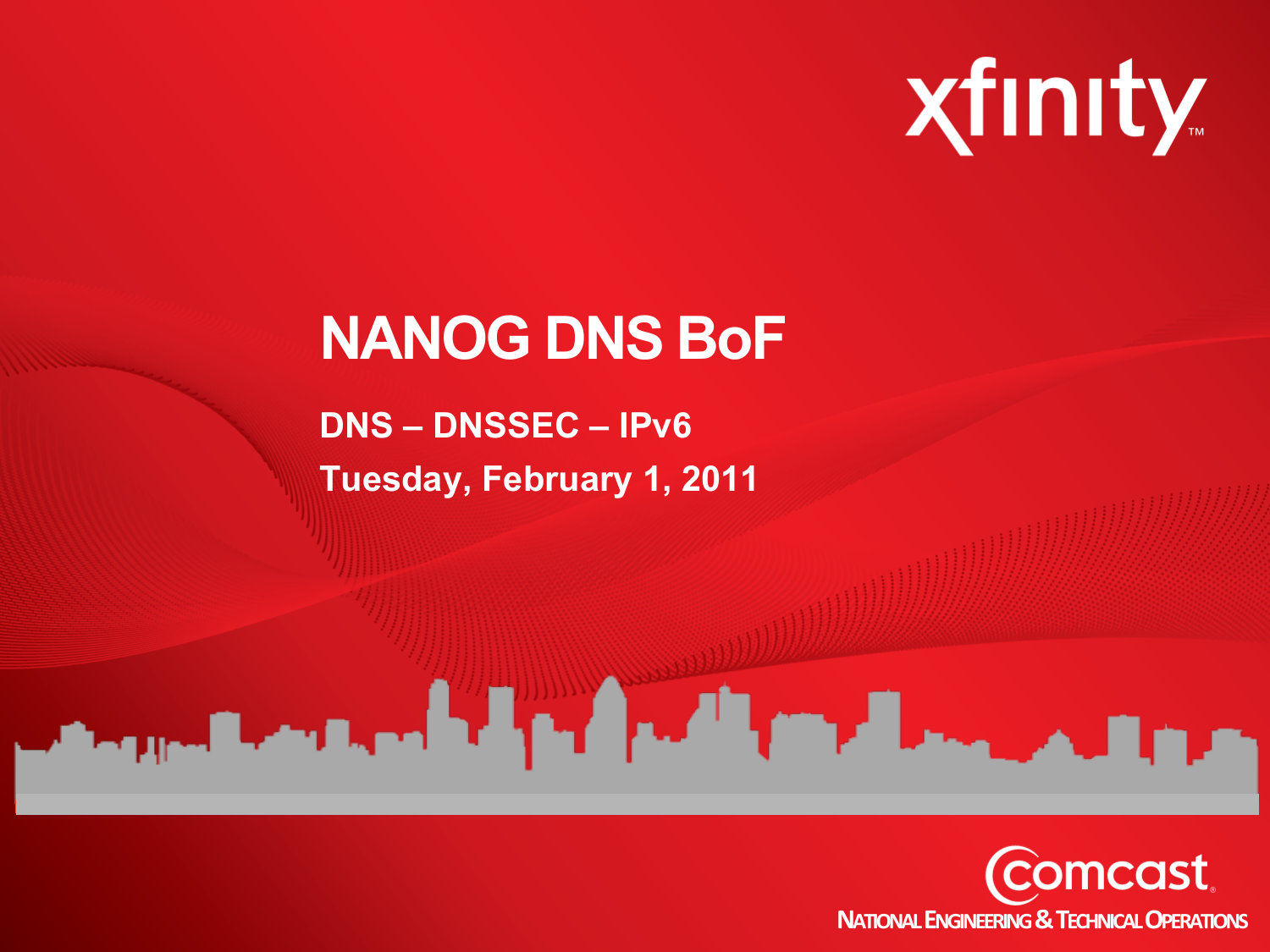xfinity

# NANOG DNS BoF

**DNS – DNSSEC – IPv6**

**Tuesday, February 1, 2011**

Comcast

NATIONAL ENGINEERING & TECHNICAL OPERATIONS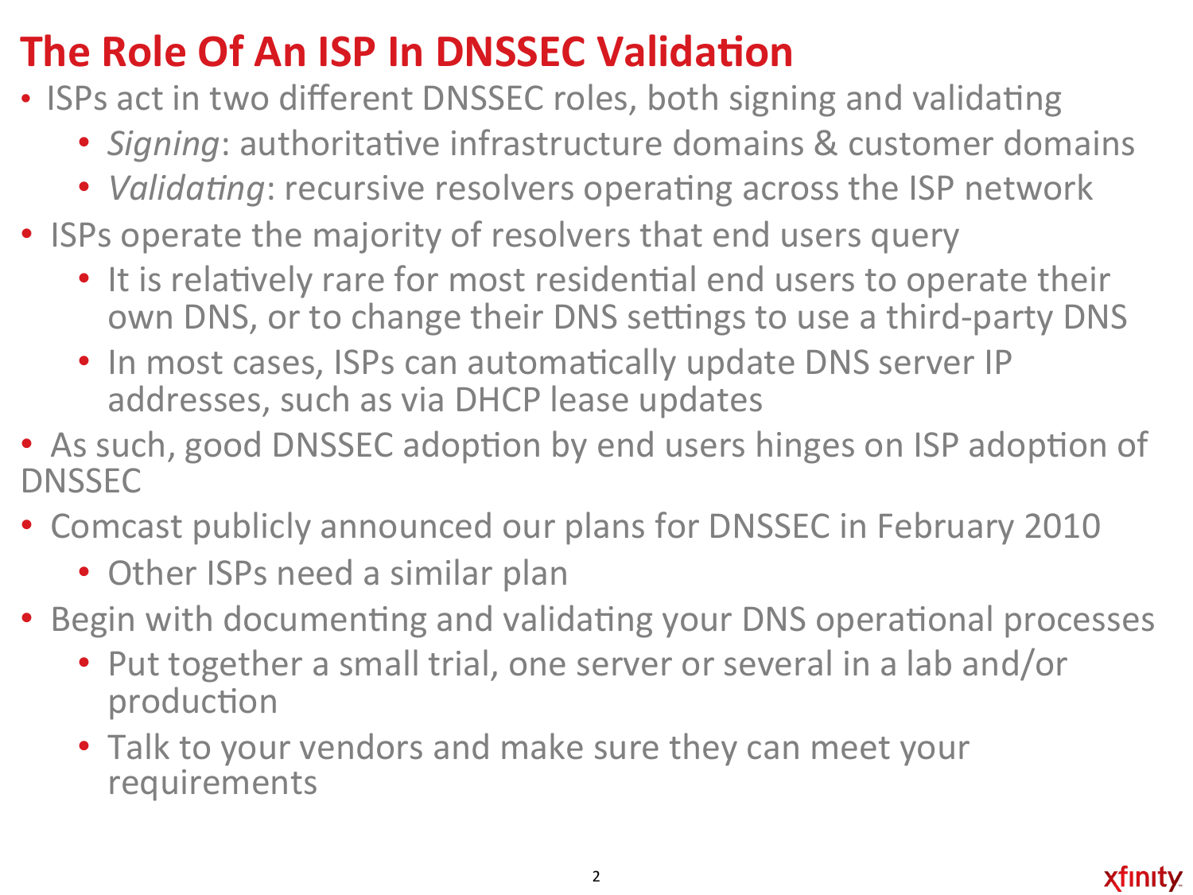# The Role Of An ISP In DNSSEC Validation

- ISPs act in two different DNSSEC roles, both signing and validating
  - *Signing*: authoritative infrastructure domains & customer domains
  - *Validating*: recursive resolvers operating across the ISP network
- ISPs operate the majority of resolvers that end users query
  - It is relatively rare for most residential end users to operate their own DNS, or to change their DNS settings to use a third-party DNS
  - In most cases, ISPs can automatically update DNS server IP addresses, such as via DHCP lease updates
- As such, good DNSSEC adoption by end users hinges on ISP adoption of DNSSEC
- Comcast publicly announced our plans for DNSSEC in February 2010
  - Other ISPs need a similar plan
- Begin with documenting and validating your DNS operational processes
  - Put together a small trial, one server or several in a lab and/or production
  - Talk to your vendors and make sure they can meet your requirements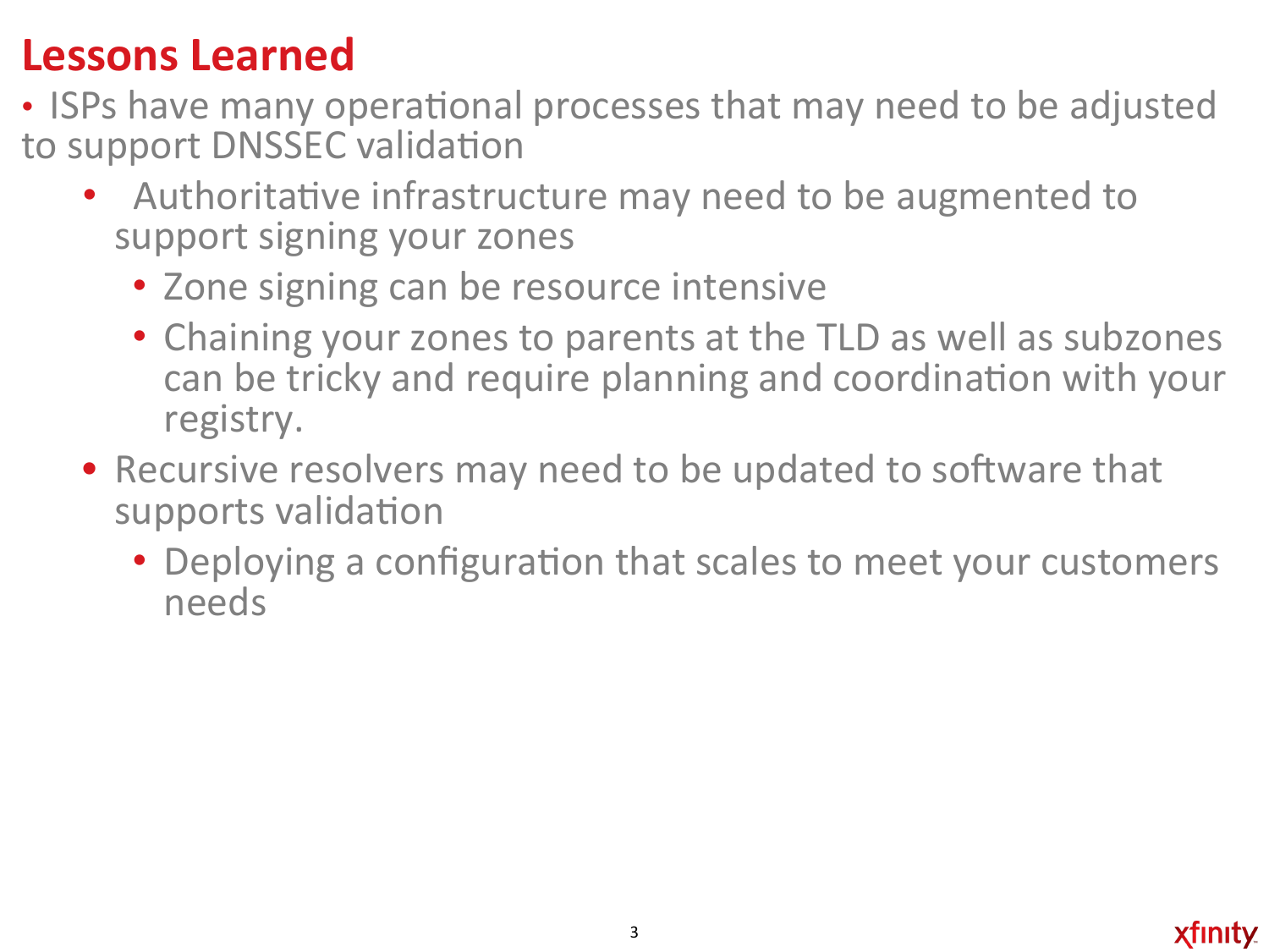# Lessons Learned

- ISPs have many operational processes that may need to be adjusted to support DNSSEC validation
  - Authoritative infrastructure may need to be augmented to support signing your zones
    - Zone signing can be resource intensive
    - Chaining your zones to parents at the TLD as well as subzones can be tricky and require planning and coordination with your registry.
  - Recursive resolvers may need to be updated to software that supports validation
    - Deploying a configuration that scales to meet your customers needs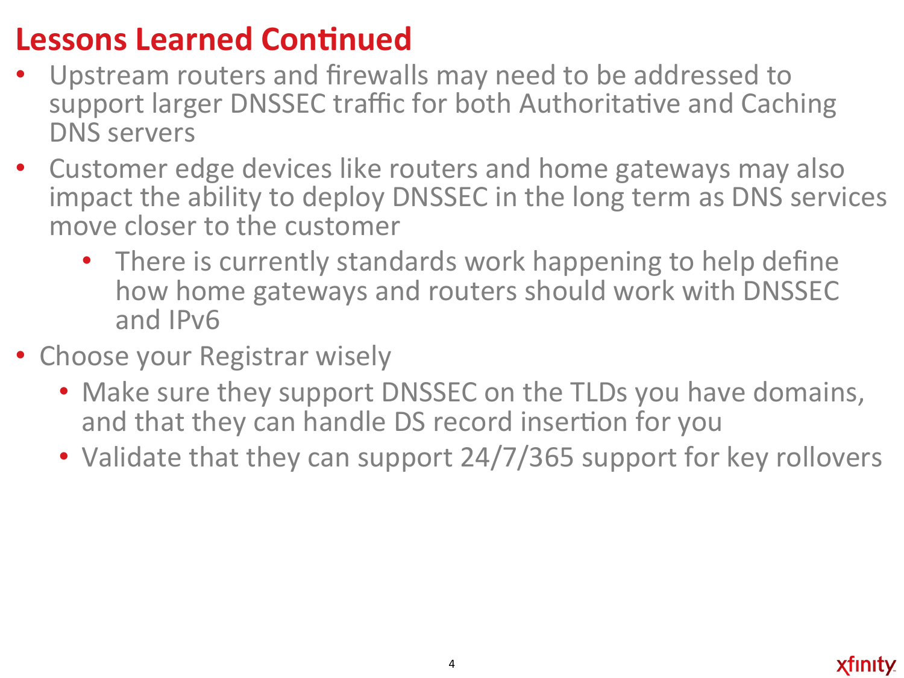# Lessons Learned Continued

- Upstream routers and firewalls may need to be addressed to support larger DNSSEC traffic for both Authoritative and Caching DNS servers
- Customer edge devices like routers and home gateways may also impact the ability to deploy DNSSEC in the long term as DNS services move closer to the customer
  - There is currently standards work happening to help define how home gateways and routers should work with DNSSEC and IPv6
- Choose your Registrar wisely
  - Make sure they support DNSSEC on the TLDs you have domains, and that they can handle DS record insertion for you
  - Validate that they can support 24/7/365 support for key rollovers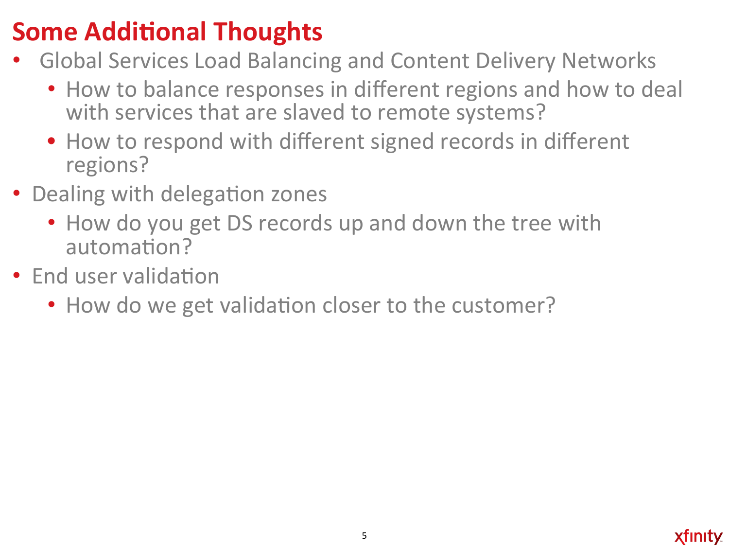# Some Additional Thoughts

- Global Services Load Balancing and Content Delivery Networks
  - How to balance responses in different regions and how to deal with services that are slaved to remote systems?
  - How to respond with different signed records in different regions?
- Dealing with delegation zones
  - How do you get DS records up and down the tree with automation?
- End user validation
  - How do we get validation closer to the customer?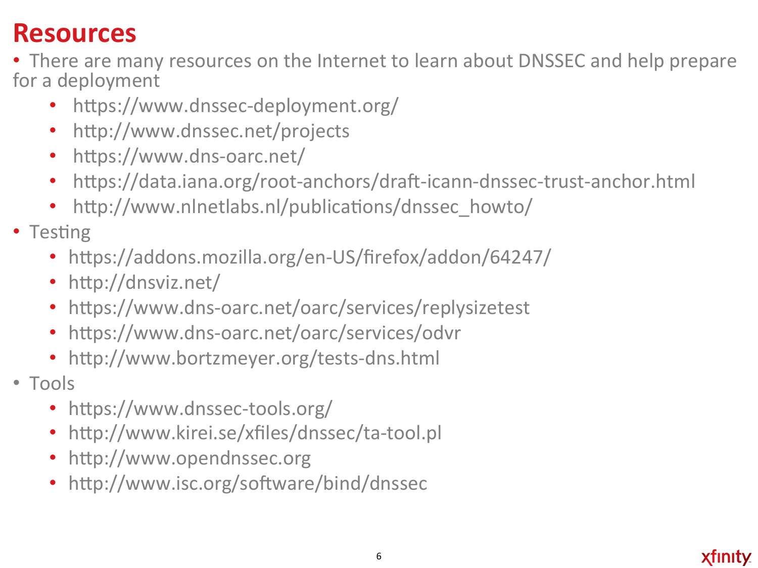# Resources

- There are many resources on the Internet to learn about DNSSEC and help prepare for a deployment
    - https://www.dnssec-deployment.org/
    - http://www.dnssec.net/projects
    - https://www.dns-oarc.net/
    - https://data.iana.org/root-anchors/draft-icann-dnssec-trust-anchor.html
    - http://www.nlnetlabs.nl/publications/dnssec_howto/
- Testing
    - https://addons.mozilla.org/en-US/firefox/addon/64247/
    - http://dnsviz.net/
    - https://www.dns-oarc.net/oarc/services/replysizetest
    - https://www.dns-oarc.net/oarc/services/odvr
    - http://www.bortzmeyer.org/tests-dns.html
- Tools
    - https://www.dnssec-tools.org/
    - http://www.kirei.se/xfiles/dnssec/ta-tool.pl
    - http://www.opendnssec.org
    - http://www.isc.org/software/bind/dnssec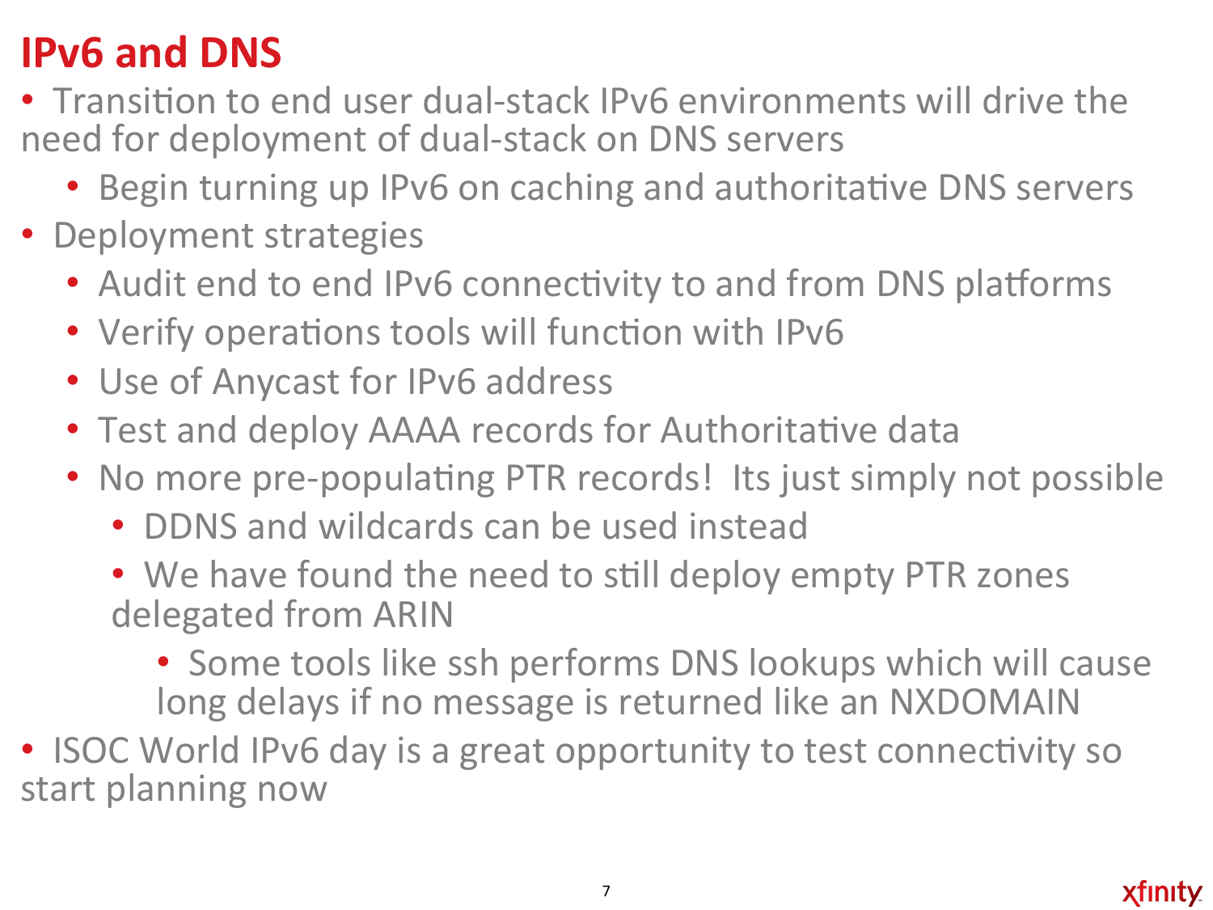# IPv6 and DNS

- Transition to end user dual-stack IPv6 environments will drive the need for deployment of dual-stack on DNS servers
  - Begin turning up IPv6 on caching and authoritative DNS servers
- Deployment strategies
  - Audit end to end IPv6 connectivity to and from DNS platforms
  - Verify operations tools will function with IPv6
  - Use of Anycast for IPv6 address
  - Test and deploy AAAA records for Authoritative data
  - No more pre-populating PTR records! Its just simply not possible
    - DDNS and wildcards can be used instead
    - We have found the need to still deploy empty PTR zones delegated from ARIN
      - Some tools like ssh performs DNS lookups which will cause long delays if no message is returned like an NXDOMAIN
- ISOC World IPv6 day is a great opportunity to test connectivity so start planning now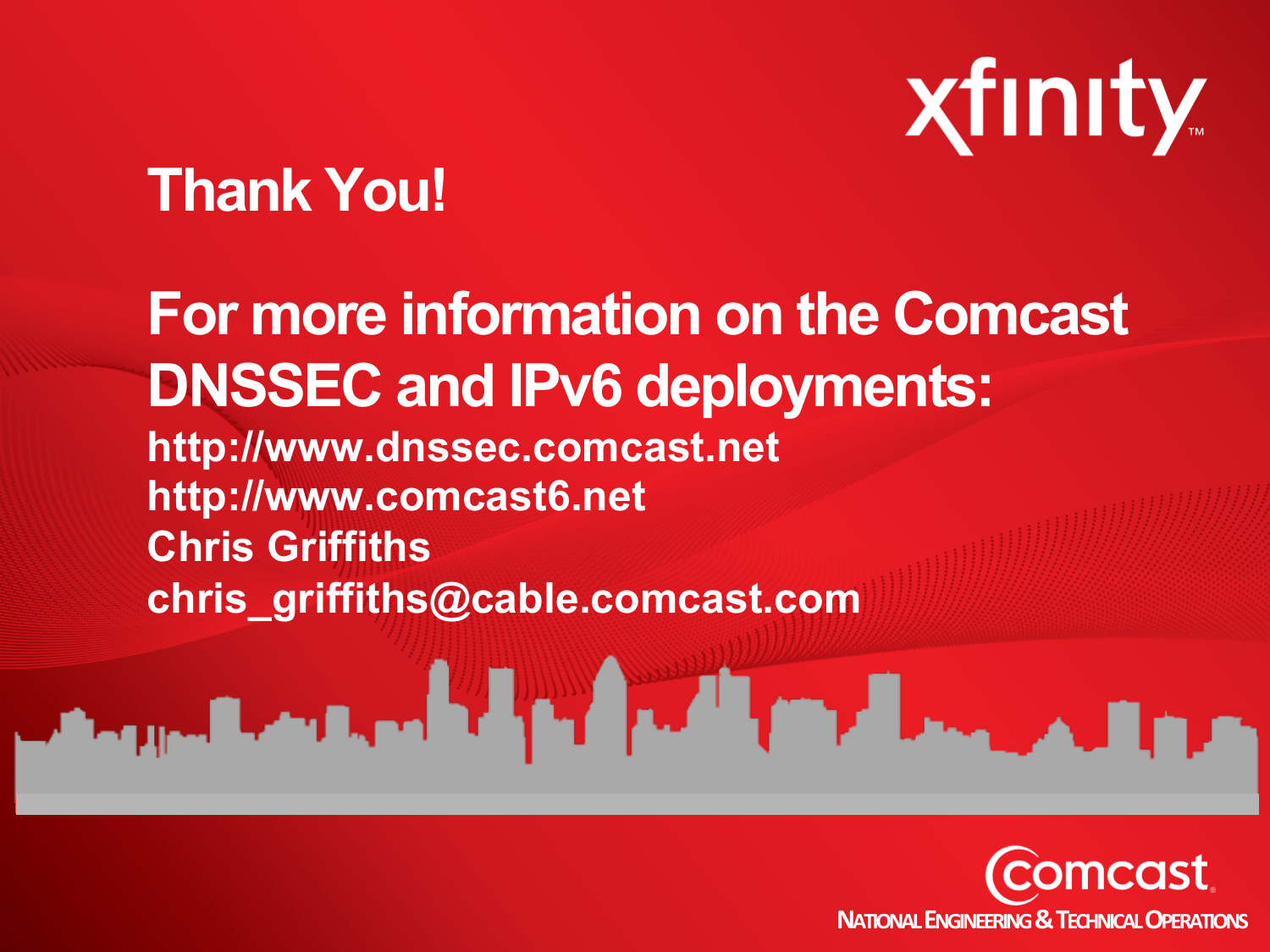xfinity™

# Thank You!

## For more information on the Comcast DNSSEC and IPv6 deployments:

**http://www.dnssec.comcast.net**
**http://www.comcast6.net**
**Chris Griffiths**
**chris_griffiths@cable.comcast.com**

comcast.
NATIONAL ENGINEERING & TECHNICAL OPERATIONS